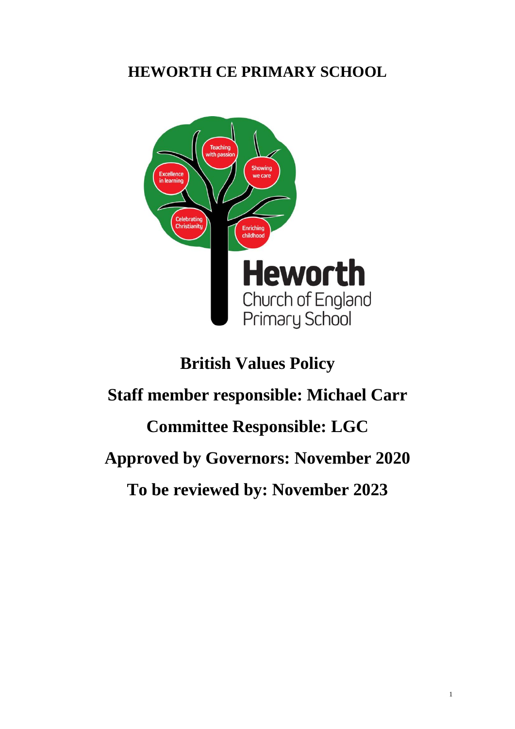# HEWORTH CE PRIMARY SCHOOL

# British Values Policy

**Staff member responsible: Michael Carr**

**Committee Responsible: LGC**

**Approved by Governors: November 2020**

**To be reviewed by: November 2023**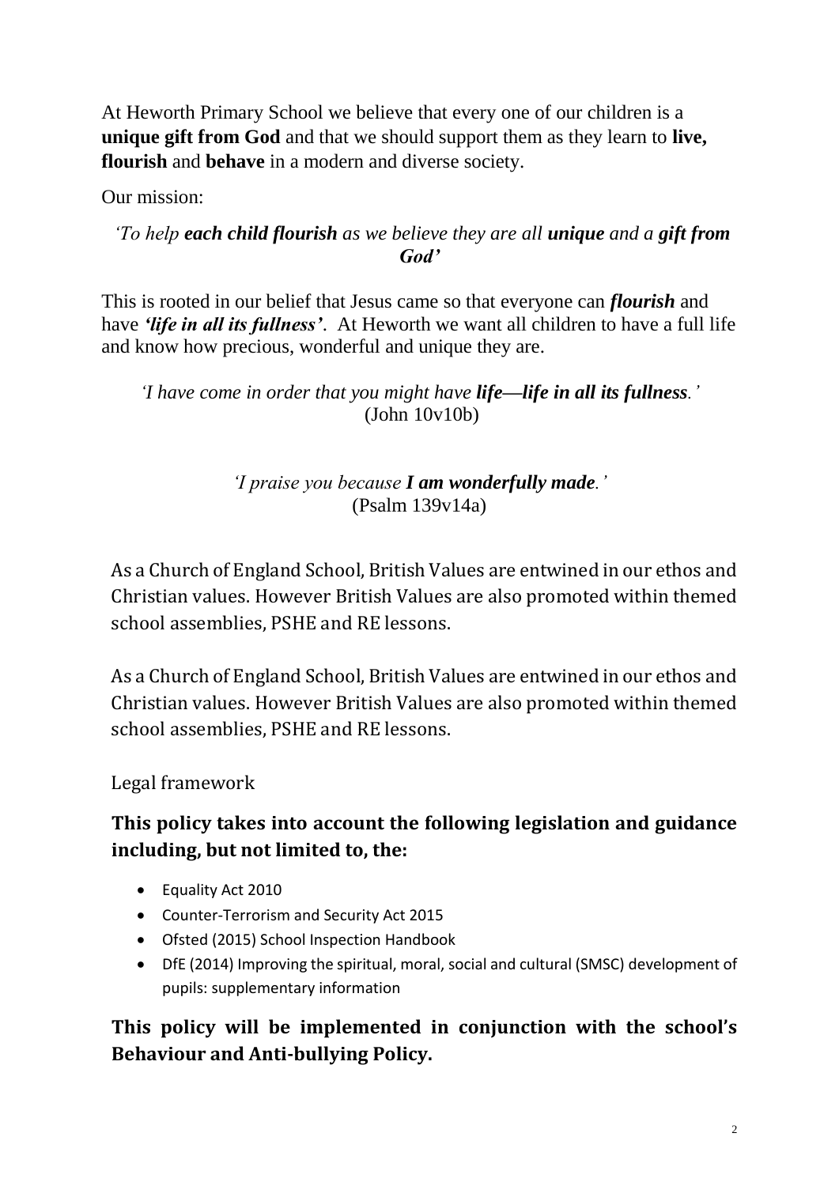At Heworth Primary School we believe that every one of our children is a **unique gift from God** and that we should support them as they learn to **live, flourish** and **behave** in a modern and diverse society.

Our mission:

*'To help **each child flourish** as we believe they are all **unique** and a **gift from God'***

This is rooted in our belief that Jesus came so that everyone can ***flourish*** and have ***'life in all its fullness'***. At Heworth we want all children to have a full life and know how precious, wonderful and unique they are.

*'I have come in order that you might have **life—life in all its fullness**.'*
(John 10v10b)

*'I praise you because **I am wonderfully made**.'*
(Psalm 139v14a)

As a Church of England School, British Values are entwined in our ethos and Christian values. However British Values are also promoted within themed school assemblies, PSHE and RE lessons.

As a Church of England School, British Values are entwined in our ethos and Christian values. However British Values are also promoted within themed school assemblies, PSHE and RE lessons.

Legal framework

**This policy takes into account the following legislation and guidance including, but not limited to, the:**

- Equality Act 2010
- Counter-Terrorism and Security Act 2015
- Ofsted (2015) School Inspection Handbook
- DfE (2014) Improving the spiritual, moral, social and cultural (SMSC) development of pupils: supplementary information

**This policy will be implemented in conjunction with the school's Behaviour and Anti-bullying Policy.**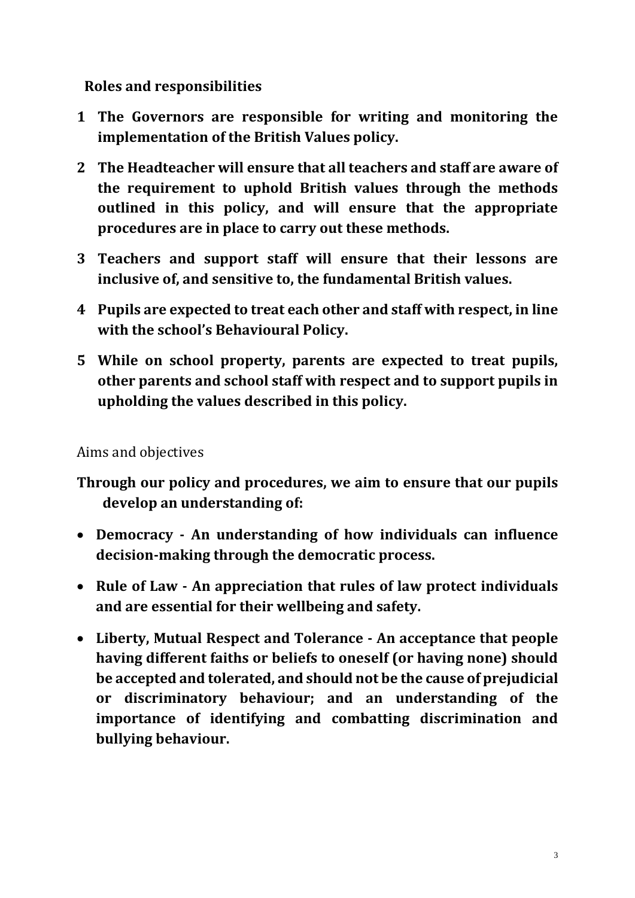## Roles and responsibilities

1. **The Governors are responsible for writing and monitoring the implementation of the British Values policy.**
2. **The Headteacher will ensure that all teachers and staff are aware of the requirement to uphold British values through the methods outlined in this policy, and will ensure that the appropriate procedures are in place to carry out these methods.**
3. **Teachers and support staff will ensure that their lessons are inclusive of, and sensitive to, the fundamental British values.**
4. **Pupils are expected to treat each other and staff with respect, in line with the school's Behavioural Policy.**
5. **While on school property, parents are expected to treat pupils, other parents and school staff with respect and to support pupils in upholding the values described in this policy.**

## Aims and objectives

**Through our policy and procedures, we aim to ensure that our pupils develop an understanding of:**

- **Democracy - An understanding of how individuals can influence decision-making through the democratic process.**
- **Rule of Law - An appreciation that rules of law protect individuals and are essential for their wellbeing and safety.**
- **Liberty, Mutual Respect and Tolerance - An acceptance that people having different faiths or beliefs to oneself (or having none) should be accepted and tolerated, and should not be the cause of prejudicial or discriminatory behaviour; and an understanding of the importance of identifying and combatting discrimination and bullying behaviour.**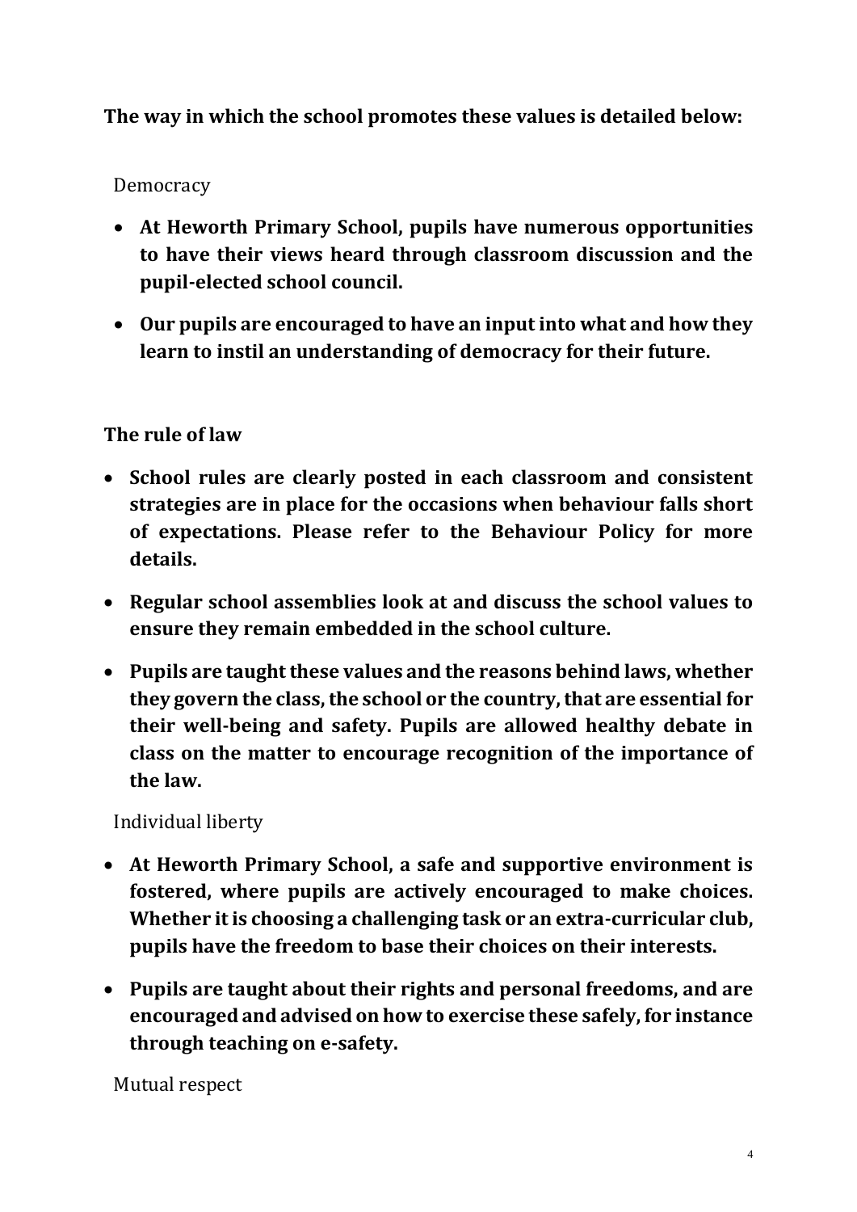**The way in which the school promotes these values is detailed below:**

Democracy

- **At Heworth Primary School, pupils have numerous opportunities to have their views heard through classroom discussion and the pupil-elected school council.**
- **Our pupils are encouraged to have an input into what and how they learn to instil an understanding of democracy for their future.**

**The rule of law**

- **School rules are clearly posted in each classroom and consistent strategies are in place for the occasions when behaviour falls short of expectations. Please refer to the Behaviour Policy for more details.**
- **Regular school assemblies look at and discuss the school values to ensure they remain embedded in the school culture.**
- **Pupils are taught these values and the reasons behind laws, whether they govern the class, the school or the country, that are essential for their well-being and safety. Pupils are allowed healthy debate in class on the matter to encourage recognition of the importance of the law.**

Individual liberty

- **At Heworth Primary School, a safe and supportive environment is fostered, where pupils are actively encouraged to make choices. Whether it is choosing a challenging task or an extra-curricular club, pupils have the freedom to base their choices on their interests.**
- **Pupils are taught about their rights and personal freedoms, and are encouraged and advised on how to exercise these safely, for instance through teaching on e-safety.**

Mutual respect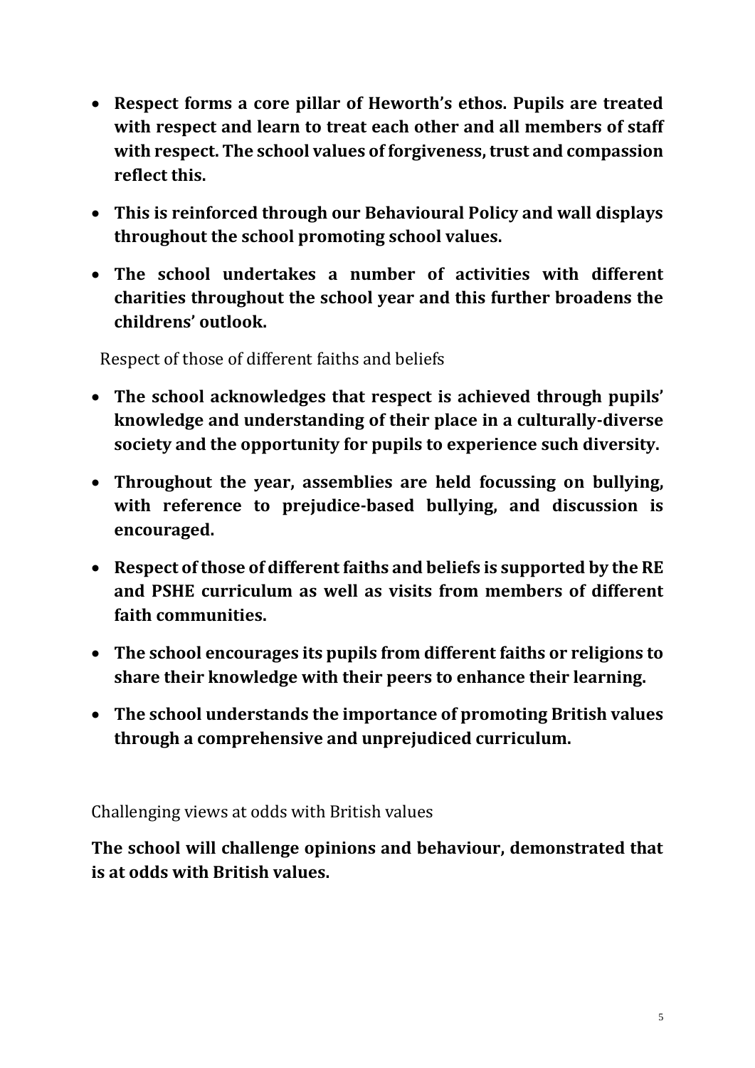- **Respect forms a core pillar of Heworth's ethos. Pupils are treated with respect and learn to treat each other and all members of staff with respect. The school values of forgiveness, trust and compassion reflect this.**
- **This is reinforced through our Behavioural Policy and wall displays throughout the school promoting school values.**
- **The school undertakes a number of activities with different charities throughout the school year and this further broadens the childrens' outlook.**

Respect of those of different faiths and beliefs

- **The school acknowledges that respect is achieved through pupils' knowledge and understanding of their place in a culturally-diverse society and the opportunity for pupils to experience such diversity.**
- **Throughout the year, assemblies are held focussing on bullying, with reference to prejudice-based bullying, and discussion is encouraged.**
- **Respect of those of different faiths and beliefs is supported by the RE and PSHE curriculum as well as visits from members of different faith communities.**
- **The school encourages its pupils from different faiths or religions to share their knowledge with their peers to enhance their learning.**
- **The school understands the importance of promoting British values through a comprehensive and unprejudiced curriculum.**

Challenging views at odds with British values

**The school will challenge opinions and behaviour, demonstrated that is at odds with British values.**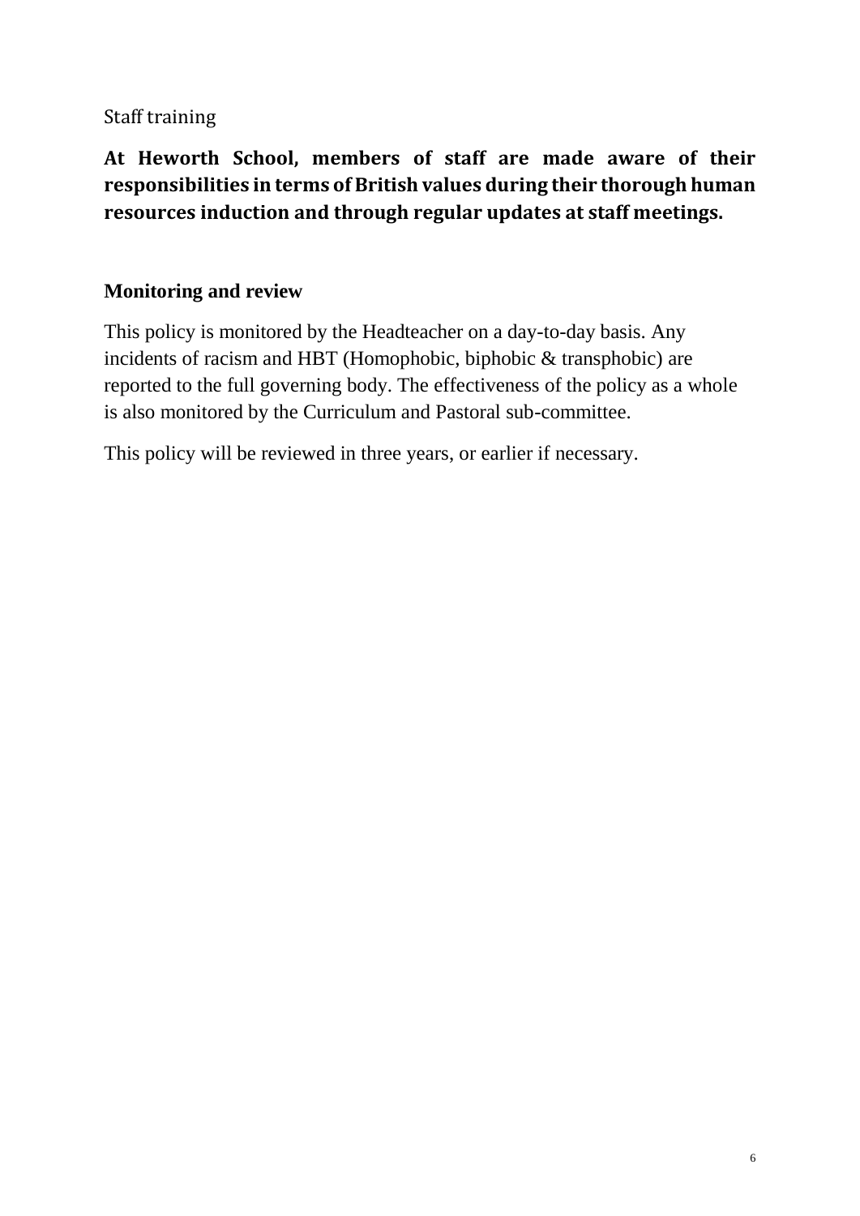Staff training

**At Heworth School, members of staff are made aware of their responsibilities in terms of British values during their thorough human resources induction and through regular updates at staff meetings.**

## Monitoring and review

This policy is monitored by the Headteacher on a day-to-day basis. Any incidents of racism and HBT (Homophobic, biphobic & transphobic) are reported to the full governing body. The effectiveness of the policy as a whole is also monitored by the Curriculum and Pastoral sub-committee.

This policy will be reviewed in three years, or earlier if necessary.